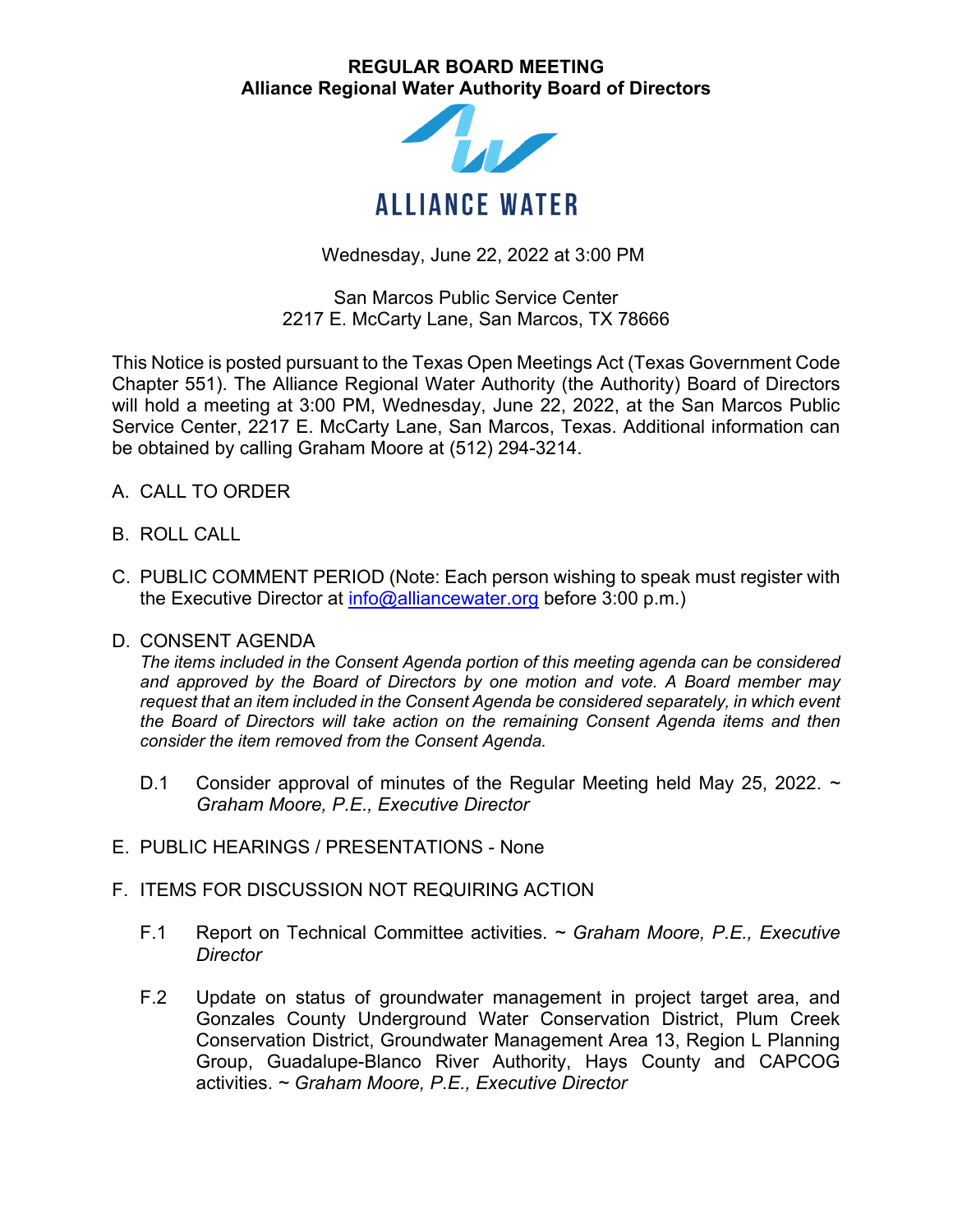**REGULAR BOARD MEETING**
**Alliance Regional Water Authority Board of Directors**

ALLIANCE WATER

Wednesday, June 22, 2022 at 3:00 PM

San Marcos Public Service Center
2217 E. McCarty Lane, San Marcos, TX 78666

This Notice is posted pursuant to the Texas Open Meetings Act (Texas Government Code Chapter 551). The Alliance Regional Water Authority (the Authority) Board of Directors will hold a meeting at 3:00 PM, Wednesday, June 22, 2022, at the San Marcos Public Service Center, 2217 E. McCarty Lane, San Marcos, Texas. Additional information can be obtained by calling Graham Moore at (512) 294-3214.

A. CALL TO ORDER

B. ROLL CALL

C. PUBLIC COMMENT PERIOD (Note: Each person wishing to speak must register with the Executive Director at info@alliancewater.org before 3:00 p.m.)

D. CONSENT AGENDA
*The items included in the Consent Agenda portion of this meeting agenda can be considered and approved by the Board of Directors by one motion and vote. A Board member may request that an item included in the Consent Agenda be considered separately, in which event the Board of Directors will take action on the remaining Consent Agenda items and then consider the item removed from the Consent Agenda.*

   D.1 Consider approval of minutes of the Regular Meeting held May 25, 2022. ~ *Graham Moore, P.E., Executive Director*

E. PUBLIC HEARINGS / PRESENTATIONS - None

F. ITEMS FOR DISCUSSION NOT REQUIRING ACTION

   F.1 Report on Technical Committee activities. ~ *Graham Moore, P.E., Executive Director*

   F.2 Update on status of groundwater management in project target area, and Gonzales County Underground Water Conservation District, Plum Creek Conservation District, Groundwater Management Area 13, Region L Planning Group, Guadalupe-Blanco River Authority, Hays County and CAPCOG activities. ~ *Graham Moore, P.E., Executive Director*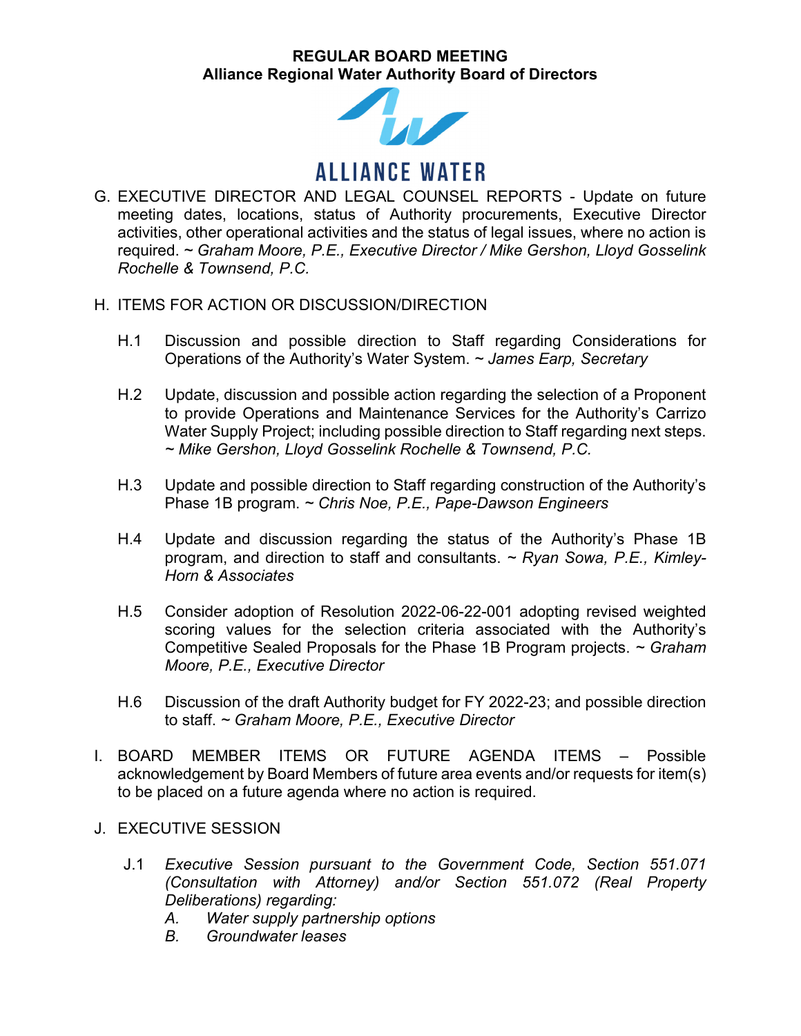**REGULAR BOARD MEETING**
**Alliance Regional Water Authority Board of Directors**

ALLIANCE WATER

G. EXECUTIVE DIRECTOR AND LEGAL COUNSEL REPORTS - Update on future meeting dates, locations, status of Authority procurements, Executive Director activities, other operational activities and the status of legal issues, where no action is required. ~ *Graham Moore, P.E., Executive Director / Mike Gershon, Lloyd Gosselink Rochelle & Townsend, P.C.*

H. ITEMS FOR ACTION OR DISCUSSION/DIRECTION

H.1 Discussion and possible direction to Staff regarding Considerations for Operations of the Authority's Water System. ~ *James Earp, Secretary*

H.2 Update, discussion and possible action regarding the selection of a Proponent to provide Operations and Maintenance Services for the Authority's Carrizo Water Supply Project; including possible direction to Staff regarding next steps. ~ *Mike Gershon, Lloyd Gosselink Rochelle & Townsend, P.C.*

H.3 Update and possible direction to Staff regarding construction of the Authority's Phase 1B program. ~ *Chris Noe, P.E., Pape-Dawson Engineers*

H.4 Update and discussion regarding the status of the Authority's Phase 1B program, and direction to staff and consultants. ~ *Ryan Sowa, P.E., Kimley-Horn & Associates*

H.5 Consider adoption of Resolution 2022-06-22-001 adopting revised weighted scoring values for the selection criteria associated with the Authority's Competitive Sealed Proposals for the Phase 1B Program projects. ~ *Graham Moore, P.E., Executive Director*

H.6 Discussion of the draft Authority budget for FY 2022-23; and possible direction to staff. ~ *Graham Moore, P.E., Executive Director*

I. BOARD MEMBER ITEMS OR FUTURE AGENDA ITEMS – Possible acknowledgement by Board Members of future area events and/or requests for item(s) to be placed on a future agenda where no action is required.

J. EXECUTIVE SESSION

J.1 *Executive Session pursuant to the Government Code, Section 551.071 (Consultation with Attorney) and/or Section 551.072 (Real Property Deliberations) regarding:*

*A. Water supply partnership options*
*B. Groundwater leases*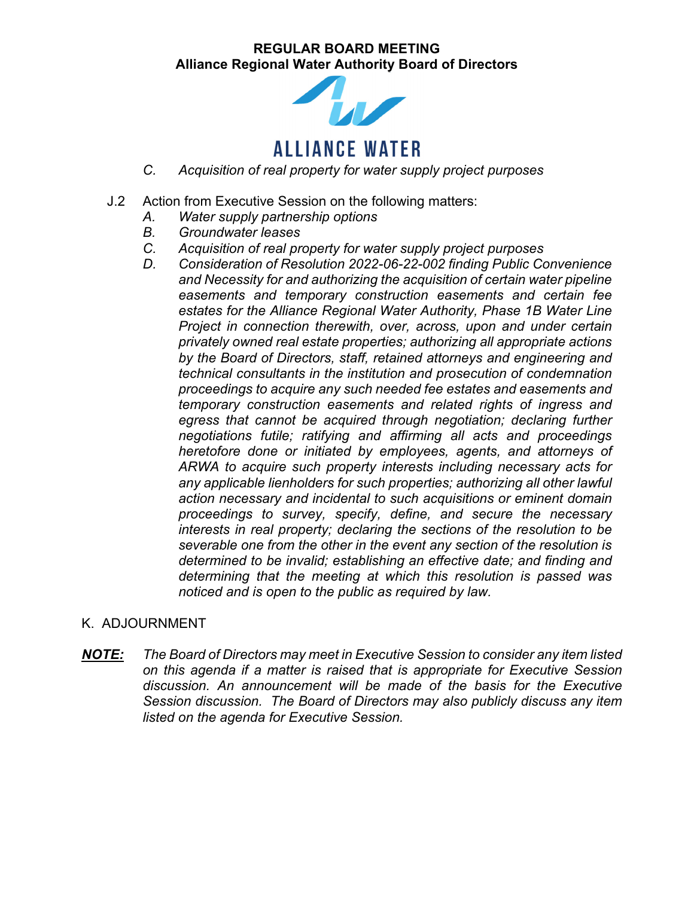**REGULAR BOARD MEETING**
**Alliance Regional Water Authority Board of Directors**

ALLIANCE WATER

C. *Acquisition of real property for water supply project purposes*

J.2 Action from Executive Session on the following matters:

A. *Water supply partnership options*

B. *Groundwater leases*

C. *Acquisition of real property for water supply project purposes*

D. *Consideration of Resolution 2022-06-22-002 finding Public Convenience and Necessity for and authorizing the acquisition of certain water pipeline easements and temporary construction easements and certain fee estates for the Alliance Regional Water Authority, Phase 1B Water Line Project in connection therewith, over, across, upon and under certain privately owned real estate properties; authorizing all appropriate actions by the Board of Directors, staff, retained attorneys and engineering and technical consultants in the institution and prosecution of condemnation proceedings to acquire any such needed fee estates and easements and temporary construction easements and related rights of ingress and egress that cannot be acquired through negotiation; declaring further negotiations futile; ratifying and affirming all acts and proceedings heretofore done or initiated by employees, agents, and attorneys of ARWA to acquire such property interests including necessary acts for any applicable lienholders for such properties; authorizing all other lawful action necessary and incidental to such acquisitions or eminent domain proceedings to survey, specify, define, and secure the necessary interests in real property; declaring the sections of the resolution to be severable one from the other in the event any section of the resolution is determined to be invalid; establishing an effective date; and finding and determining that the meeting at which this resolution is passed was noticed and is open to the public as required by law.*

K. ADJOURNMENT

***NOTE:*** *The Board of Directors may meet in Executive Session to consider any item listed on this agenda if a matter is raised that is appropriate for Executive Session discussion. An announcement will be made of the basis for the Executive Session discussion. The Board of Directors may also publicly discuss any item listed on the agenda for Executive Session.*